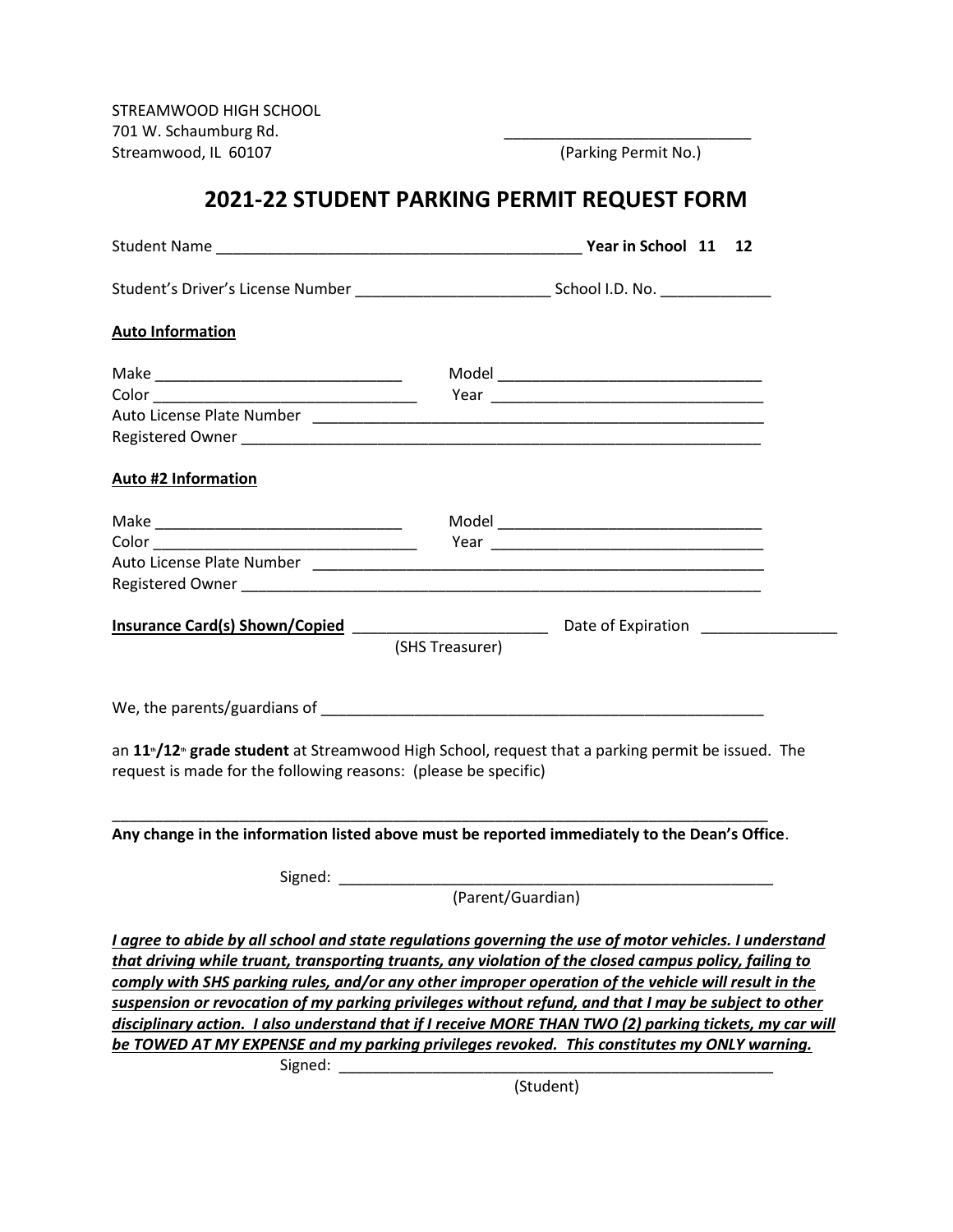STREAMWOOD HIGH SCHOOL
701 W. Schaumburg Rd.
Streamwood, IL 60107

_____________________________
(Parking Permit No.)

# 2021-22 STUDENT PARKING PERMIT REQUEST FORM

Student Name ___________________________________________ **Year in School 11 12**

Student's Driver's License Number ______________________ School I.D. No. _____________

**Auto Information**

Make _____________________________ Model _______________________________

Color ______________________________ Year ________________________________

Auto License Plate Number ____________________________________________________

Registered Owner ___________________________________________________________

**Auto #2 Information**

Make _____________________________ Model _______________________________

Color ______________________________ Year ________________________________

Auto License Plate Number ____________________________________________________

Registered Owner ___________________________________________________________

**Insurance Card(s) Shown/Copied** _______________________ Date of Expiration ________________
(SHS Treasurer)

We, the parents/guardians of _____________________________________________________

an **11th/12th grade student** at Streamwood High School, request that a parking permit be issued. The request is made for the following reasons: (please be specific)

_______________________________________________________________________________

**Any change in the information listed above must be reported immediately to the Dean's Office**.

Signed: ___________________________________________________
(Parent/Guardian)

***I agree to abide by all school and state regulations governing the use of motor vehicles. I understand that driving while truant, transporting truants, any violation of the closed campus policy, failing to comply with SHS parking rules, and/or any other improper operation of the vehicle will result in the suspension or revocation of my parking privileges without refund, and that I may be subject to other disciplinary action. I also understand that if I receive MORE THAN TWO (2) parking tickets, my car will be TOWED AT MY EXPENSE and my parking privileges revoked. This constitutes my ONLY warning.***

Signed: ___________________________________________________
(Student)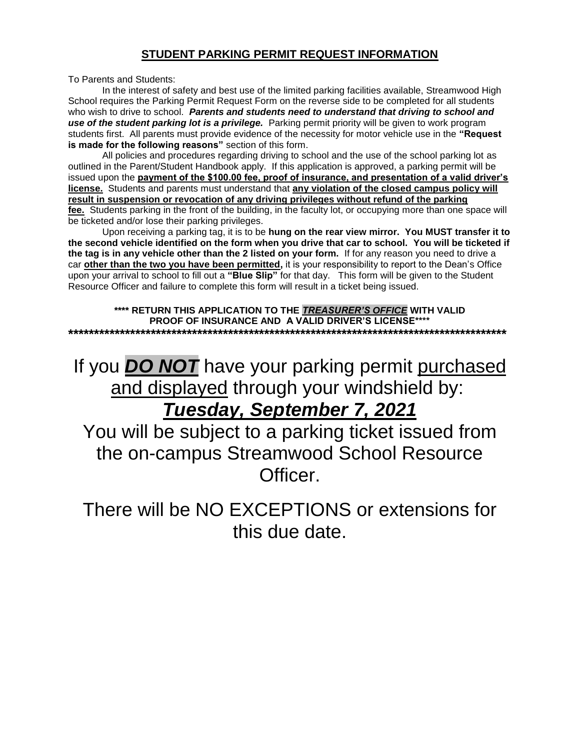## STUDENT PARKING PERMIT REQUEST INFORMATION

To Parents and Students:

In the interest of safety and best use of the limited parking facilities available, Streamwood High School requires the Parking Permit Request Form on the reverse side to be completed for all students who wish to drive to school. ***Parents and students need to understand that driving to school and use of the student parking lot is a privilege.*** Parking permit priority will be given to work program students first. All parents must provide evidence of the necessity for motor vehicle use in the **"Request is made for the following reasons"** section of this form.

All policies and procedures regarding driving to school and the use of the school parking lot as outlined in the Parent/Student Handbook apply. If this application is approved, a parking permit will be issued upon the **payment of the $100.00 fee, proof of insurance, and presentation of a valid driver's license.** Students and parents must understand that **any violation of the closed campus policy will result in suspension or revocation of any driving privileges without refund of the parking fee.** Students parking in the front of the building, in the faculty lot, or occupying more than one space will be ticketed and/or lose their parking privileges.

Upon receiving a parking tag, it is to be **hung on the rear view mirror. You MUST transfer it to the second vehicle identified on the form when you drive that car to school. You will be ticketed if the tag is in any vehicle other than the 2 listed on your form.** If for any reason you need to drive a car **other than the two you have been permitted,** it is your responsibility to report to the Dean's Office upon your arrival to school to fill out a **"Blue Slip"** for that day. This form will be given to the Student Resource Officer and failure to complete this form will result in a ticket being issued.

**\*\*\*\* RETURN THIS APPLICATION TO THE *TREASURER'S OFFICE* WITH VALID PROOF OF INSURANCE AND A VALID DRIVER'S LICENSE\*\*\*\***

**\*\*\*\*\*\*\*\*\*\*\*\*\*\*\*\*\*\*\*\*\*\*\*\*\*\*\*\*\*\*\*\*\*\*\*\*\*\*\*\*\*\*\*\*\*\*\*\*\*\*\*\*\*\*\*\*\*\*\*\*\*\*\*\*\*\*\*\*\*\*\*\*\*\*\*\*\*\*\*\*\*\*\*\*\*\*\*\***

If you ***DO NOT*** have your parking permit purchased and displayed through your windshield by:

***Tuesday, September 7, 2021***

You will be subject to a parking ticket issued from the on-campus Streamwood School Resource Officer.

There will be NO EXCEPTIONS or extensions for this due date.